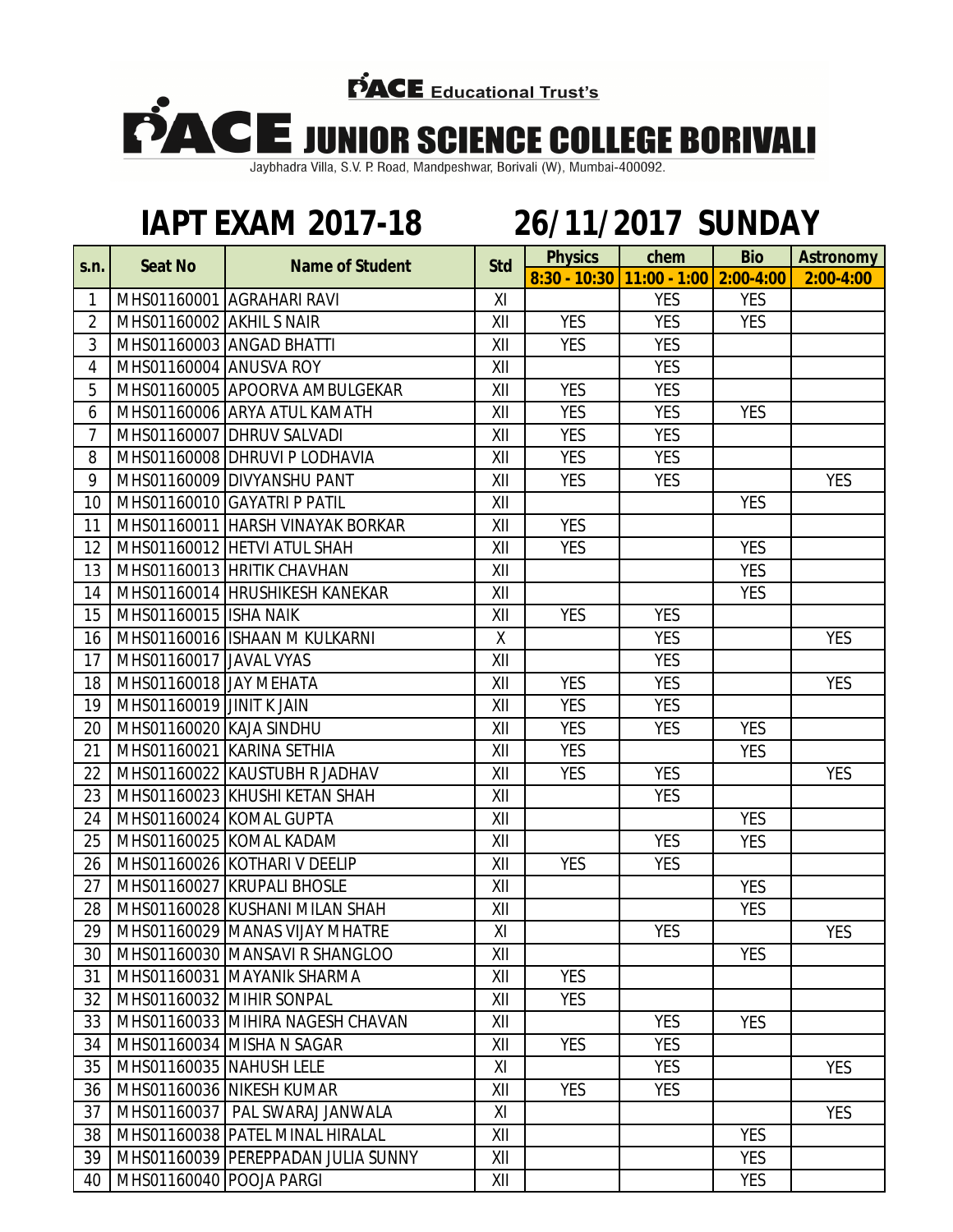PACE Educational Trust's

# PACE JUNIOR SCIENCE COLLEGE BORIVALI

Jaybhadra Villa, S.V. P. Road, Mandpeshwar, Borivali (W), Mumbai-400092.

## IAPT EXAM 2017-18 26/11/2017 SUNDAY

| s.n. | Seat No | Name of Student | Std | Physics | chem | Bio | Astronomy |
|---|---|---|---|---|---|---|---|
| | | | | 8:30 - 10:30 | 11:00 - 1:00 | 2:00-4:00 | 2:00-4:00 |
| 1 | MHS01160001 | AGRAHARI RAVI | XI | | YES | YES | |
| 2 | MHS01160002 | AKHIL S NAIR | XII | YES | YES | YES | |
| 3 | MHS01160003 | ANGAD BHATTI | XII | YES | YES | | |
| 4 | MHS01160004 | ANUSVA ROY | XII | | YES | | |
| 5 | MHS01160005 | APOORVA AMBULGEKAR | XII | YES | YES | | |
| 6 | MHS01160006 | ARYA ATUL KAMATH | XII | YES | YES | YES | |
| 7 | MHS01160007 | DHRUV SALVADI | XII | YES | YES | | |
| 8 | MHS01160008 | DHRUVI P LODHAVIA | XII | YES | YES | | |
| 9 | MHS01160009 | DIVYANSHU PANT | XII | YES | YES | | YES |
| 10 | MHS01160010 | GAYATRI P PATIL | XII | | | YES | |
| 11 | MHS01160011 | HARSH VINAYAK BORKAR | XII | YES | | | |
| 12 | MHS01160012 | HETVI ATUL SHAH | XII | YES | | YES | |
| 13 | MHS01160013 | HRITIK CHAVHAN | XII | | | YES | |
| 14 | MHS01160014 | HRUSHIKESH KANEKAR | XII | | | YES | |
| 15 | MHS01160015 | ISHA NAIK | XII | YES | YES | | |
| 16 | MHS01160016 | ISHAAN M KULKARNI | X | | YES | | YES |
| 17 | MHS01160017 | JAVAL VYAS | XII | | YES | | |
| 18 | MHS01160018 | JAY MEHATA | XII | YES | YES | | YES |
| 19 | MHS01160019 | JINIT K JAIN | XII | YES | YES | | |
| 20 | MHS01160020 | KAJA SINDHU | XII | YES | YES | YES | |
| 21 | MHS01160021 | KARINA SETHIA | XII | YES | | YES | |
| 22 | MHS01160022 | KAUSTUBH R JADHAV | XII | YES | YES | | YES |
| 23 | MHS01160023 | KHUSHI KETAN SHAH | XII | | YES | | |
| 24 | MHS01160024 | KOMAL GUPTA | XII | | | YES | |
| 25 | MHS01160025 | KOMAL KADAM | XII | | YES | YES | |
| 26 | MHS01160026 | KOTHARI V DEELIP | XII | YES | YES | | |
| 27 | MHS01160027 | KRUPALI BHOSLE | XII | | | YES | |
| 28 | MHS01160028 | KUSHANI MILAN SHAH | XII | | | YES | |
| 29 | MHS01160029 | MANAS VIJAY MHATRE | XI | | YES | | YES |
| 30 | MHS01160030 | MANSAVI R SHANGLOO | XII | | | YES | |
| 31 | MHS01160031 | MAYANIk SHARMA | XII | YES | | | |
| 32 | MHS01160032 | MIHIR SONPAL | XII | YES | | | |
| 33 | MHS01160033 | MIHIRA NAGESH CHAVAN | XII | | YES | YES | |
| 34 | MHS01160034 | MISHA N SAGAR | XII | YES | YES | | |
| 35 | MHS01160035 | NAHUSH LELE | XI | | YES | | YES |
| 36 | MHS01160036 | NIKESH KUMAR | XII | YES | YES | | |
| 37 | MHS01160037 | PAL SWARAJ JANWALA | XI | | | | YES |
| 38 | MHS01160038 | PATEL MINAL HIRALAL | XII | | | YES | |
| 39 | MHS01160039 | PEREPPADAN JULIA SUNNY | XII | | | YES | |
| 40 | MHS01160040 | POOJA PARGI | XII | | | YES | |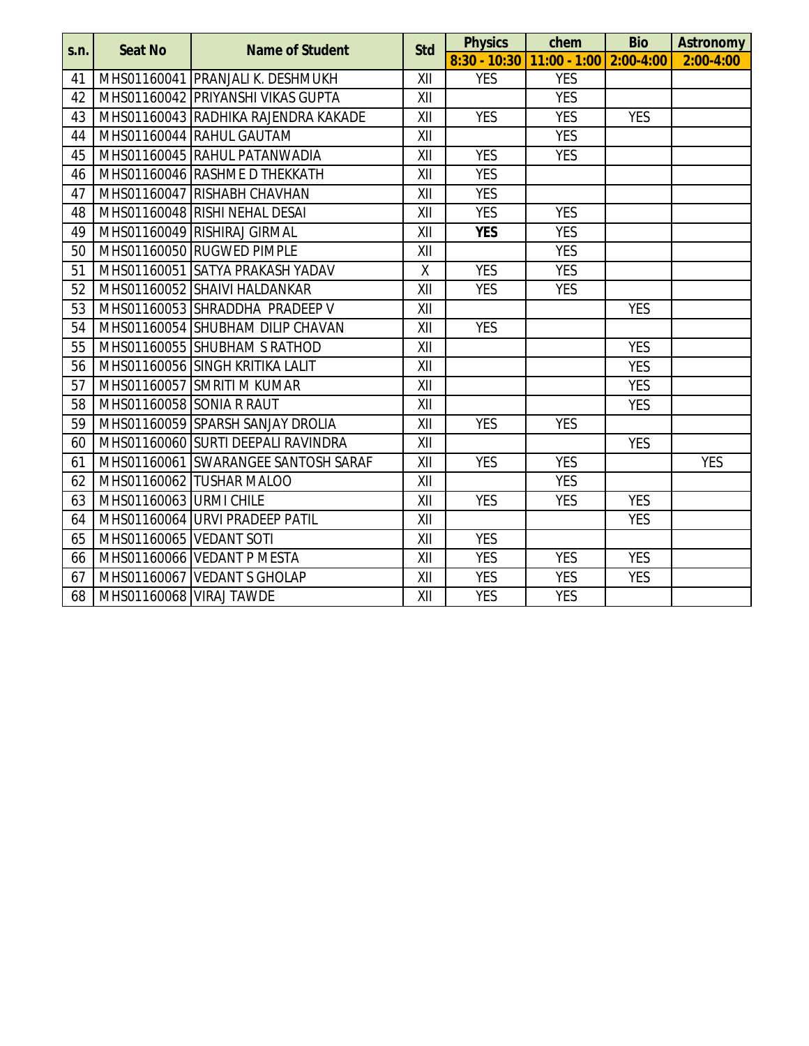| s.n. | Seat No | Name of Student | Std | Physics | chem | Bio | Astronomy |
|---|---|---|---|---|---|---|---|
| | | | | 8:30 - 10:30 | 11:00 - 1:00 | 2:00-4:00 | 2:00-4:00 |
| 41 | MHS01160041 | PRANJALI K. DESHMUKH | XII | YES | YES | | |
| 42 | MHS01160042 | PRIYANSHI VIKAS GUPTA | XII | | YES | | |
| 43 | MHS01160043 | RADHIKA RAJENDRA KAKADE | XII | YES | YES | YES | |
| 44 | MHS01160044 | RAHUL GAUTAM | XII | | YES | | |
| 45 | MHS01160045 | RAHUL PATANWADIA | XII | YES | YES | | |
| 46 | MHS01160046 | RASHME D THEKKATH | XII | YES | | | |
| 47 | MHS01160047 | RISHABH CHAVHAN | XII | YES | | | |
| 48 | MHS01160048 | RISHI NEHAL DESAI | XII | YES | YES | | |
| 49 | MHS01160049 | RISHIRAJ GIRMAL | XII | **YES** | YES | | |
| 50 | MHS01160050 | RUGWED PIMPLE | XII | | YES | | |
| 51 | MHS01160051 | SATYA PRAKASH YADAV | X | YES | YES | | |
| 52 | MHS01160052 | SHAIVI HALDANKAR | XII | YES | YES | | |
| 53 | MHS01160053 | SHRADDHA PRADEEP V | XII | | | YES | |
| 54 | MHS01160054 | SHUBHAM DILIP CHAVAN | XII | YES | | | |
| 55 | MHS01160055 | SHUBHAM S RATHOD | XII | | | YES | |
| 56 | MHS01160056 | SINGH KRITIKA LALIT | XII | | | YES | |
| 57 | MHS01160057 | SMRITI M KUMAR | XII | | | YES | |
| 58 | MHS01160058 | SONIA R RAUT | XII | | | YES | |
| 59 | MHS01160059 | SPARSH SANJAY DROLIA | XII | YES | YES | | |
| 60 | MHS01160060 | SURTI DEEPALI RAVINDRA | XII | | | YES | |
| 61 | MHS01160061 | SWARANGEE SANTOSH SARAF | XII | YES | YES | | YES |
| 62 | MHS01160062 | TUSHAR MALOO | XII | | YES | | |
| 63 | MHS01160063 | URMI CHILE | XII | YES | YES | YES | |
| 64 | MHS01160064 | URVI PRADEEP PATIL | XII | | | YES | |
| 65 | MHS01160065 | VEDANT SOTI | XII | YES | | | |
| 66 | MHS01160066 | VEDANT P MESTA | XII | YES | YES | YES | |
| 67 | MHS01160067 | VEDANT S GHOLAP | XII | YES | YES | YES | |
| 68 | MHS01160068 | VIRAJ TAWDE | XII | YES | YES | | |